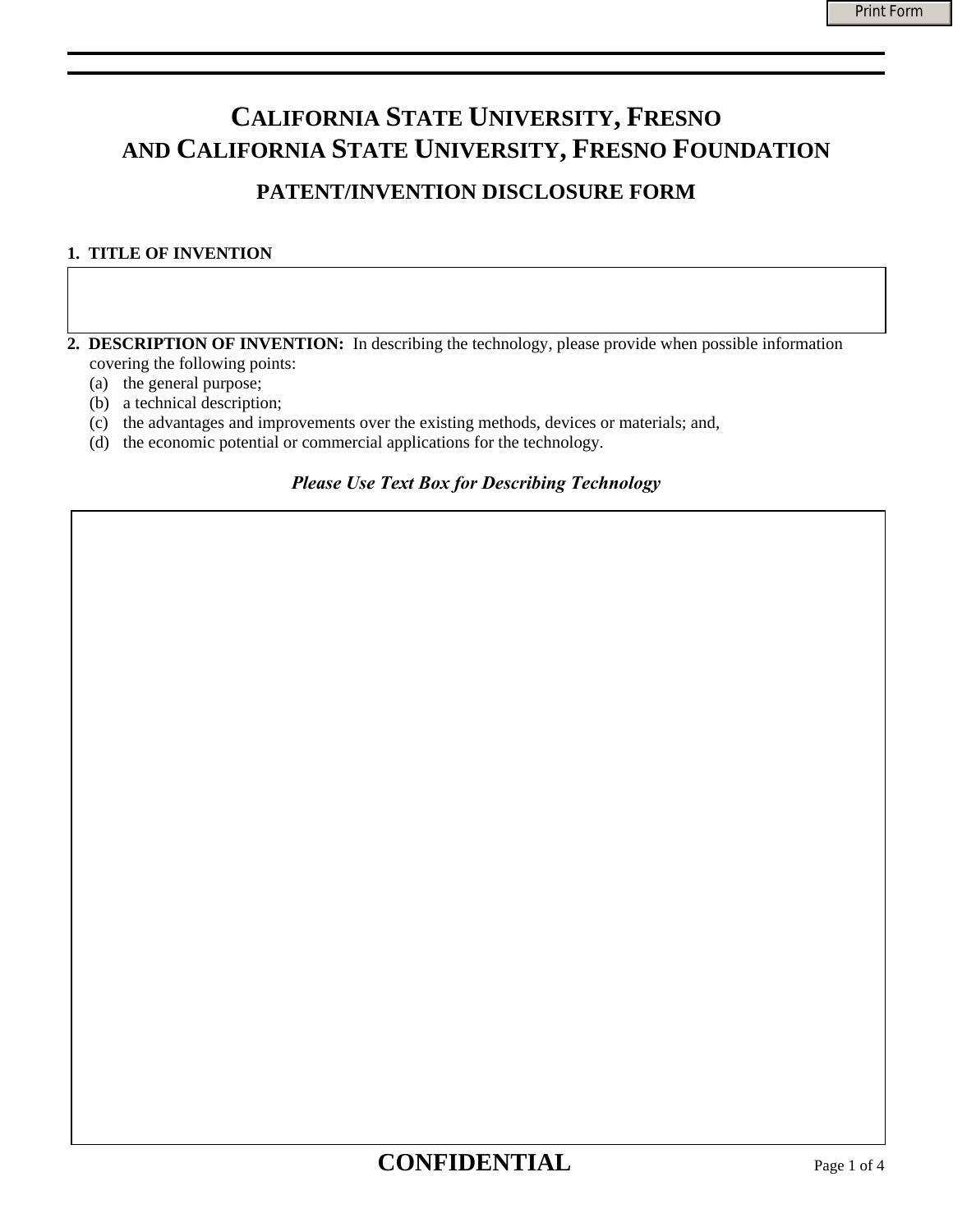# CALIFORNIA STATE UNIVERSITY, FRESNO AND CALIFORNIA STATE UNIVERSITY, FRESNO FOUNDATION

## PATENT/INVENTION DISCLOSURE FORM

**1. TITLE OF INVENTION**

**2. DESCRIPTION OF INVENTION:** In describing the technology, please provide when possible information covering the following points:

(a) the general purpose;
(b) a technical description;
(c) the advantages and improvements over the existing methods, devices or materials; and,
(d) the economic potential or commercial applications for the technology.

***Please Use Text Box for Describing Technology***

**CONFIDENTIAL**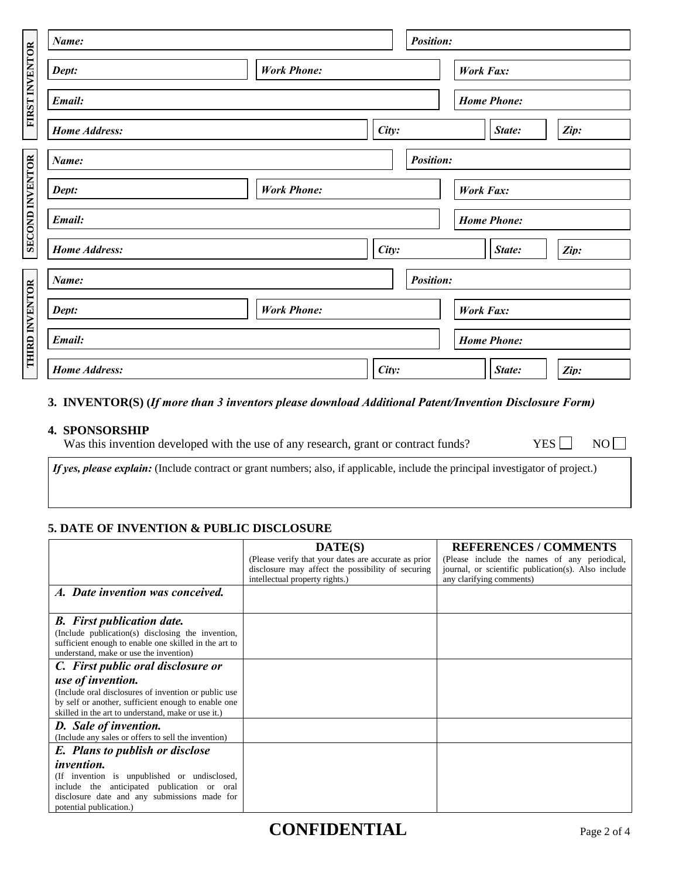**FIRST INVENTOR**

| | | | |
|---|---|---|---|
| ***Name:*** | | ***Position:*** | |
| ***Dept:*** | ***Work Phone:*** | ***Work Fax:*** | |
| ***Email:*** | | ***Home Phone:*** | |
| ***Home Address:*** | ***City:*** | ***State:*** | ***Zip:*** |

**SECOND INVENTOR**

| | | | |
|---|---|---|---|
| ***Name:*** | | ***Position:*** | |
| ***Dept:*** | ***Work Phone:*** | ***Work Fax:*** | |
| ***Email:*** | | ***Home Phone:*** | |
| ***Home Address:*** | ***City:*** | ***State:*** | ***Zip:*** |

**THIRD INVENTOR**

| | | | |
|---|---|---|---|
| ***Name:*** | | ***Position:*** | |
| ***Dept:*** | ***Work Phone:*** | ***Work Fax:*** | |
| ***Email:*** | | ***Home Phone:*** | |
| ***Home Address:*** | ***City:*** | ***State:*** | ***Zip:*** |

## 3. INVENTOR(S) (*If more than 3 inventors please download Additional Patent/Invention Disclosure Form)*

## 4. SPONSORSHIP

Was this invention developed with the use of any research, grant or contract funds? YES ☐ NO ☐

***If yes, please explain:*** (Include contract or grant numbers; also, if applicable, include the principal investigator of project.)

## 5. DATE OF INVENTION & PUBLIC DISCLOSURE

| | **DATE(S)** (Please verify that your dates are accurate as prior disclosure may affect the possibility of securing intellectual property rights.) | **REFERENCES / COMMENTS** (Please include the names of any periodical, journal, or scientific publication(s). Also include any clarifying comments) |
|---|---|---|
| ***A. Date invention was conceived.*** | | |
| ***B. First publication date.*** (Include publication(s) disclosing the invention, sufficient enough to enable one skilled in the art to understand, make or use the invention) | | |
| ***C. First public oral disclosure or use of invention.*** (Include oral disclosures of invention or public use by self or another, sufficient enough to enable one skilled in the art to understand, make or use it.) | | |
| ***D. Sale of invention.*** (Include any sales or offers to sell the invention) | | |
| ***E. Plans to publish or disclose invention.*** (If invention is unpublished or undisclosed, include the anticipated publication or oral disclosure date and any submissions made for potential publication.) | | |

**CONFIDENTIAL**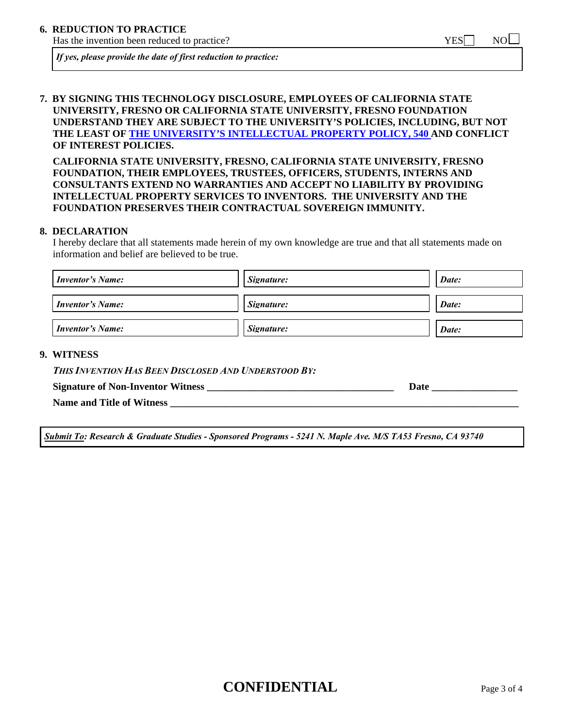## 6. REDUCTION TO PRACTICE

Has the invention been reduced to practice? YES ☐ NO ☐

*If yes, please provide the date of first reduction to practice:*

## 7. BY SIGNING THIS TECHNOLOGY DISCLOSURE, EMPLOYEES OF CALIFORNIA STATE UNIVERSITY, FRESNO OR CALIFORNIA STATE UNIVERSITY, FRESNO FOUNDATION UNDERSTAND THEY ARE SUBJECT TO THE UNIVERSITY'S POLICIES, INCLUDING, BUT NOT THE LEAST OF THE UNIVERSITY'S INTELLECTUAL PROPERTY POLICY, 540 AND CONFLICT OF INTEREST POLICIES.

**CALIFORNIA STATE UNIVERSITY, FRESNO, CALIFORNIA STATE UNIVERSITY, FRESNO FOUNDATION, THEIR EMPLOYEES, TRUSTEES, OFFICERS, STUDENTS, INTERNS AND CONSULTANTS EXTEND NO WARRANTIES AND ACCEPT NO LIABILITY BY PROVIDING INTELLECTUAL PROPERTY SERVICES TO INVENTORS. THE UNIVERSITY AND THE FOUNDATION PRESERVES THEIR CONTRACTUAL SOVEREIGN IMMUNITY.**

## 8. DECLARATION

I hereby declare that all statements made herein of my own knowledge are true and that all statements made on information and belief are believed to be true.

| *Inventor's Name:* | *Signature:* | *Date:* |
|---|---|---|
| *Inventor's Name:* | *Signature:* | *Date:* |
| *Inventor's Name:* | *Signature:* | *Date:* |

## 9. WITNESS

*THIS INVENTION HAS BEEN DISCLOSED AND UNDERSTOOD BY:*

**Signature of Non-Inventor Witness** ______________________________________ **Date** _________________

**Name and Title of Witness** _________________________________________________________________________

***Submit To*: Research & Graduate Studies - Sponsored Programs - 5241 N. Maple Ave. M/S TA53 Fresno, CA 93740**

**CONFIDENTIAL**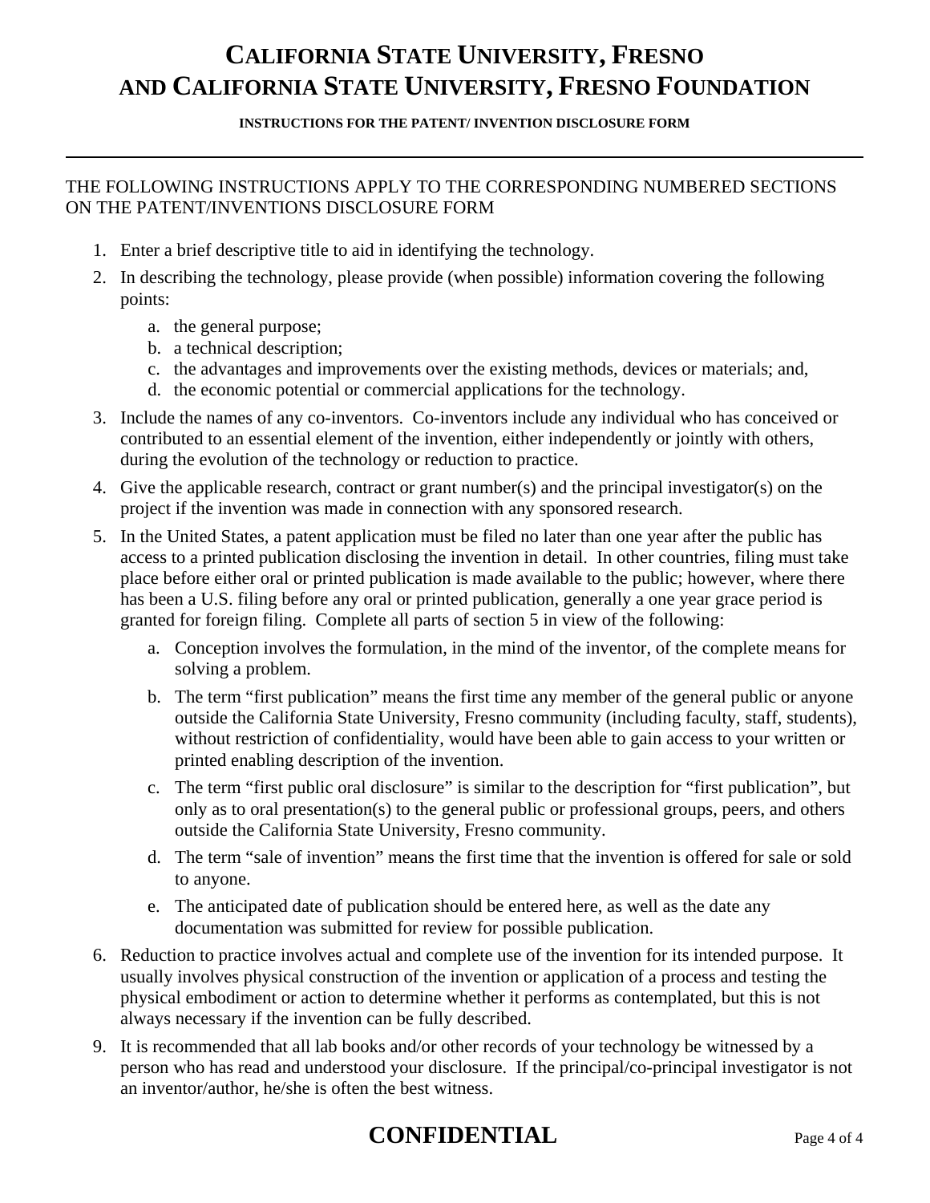# California State University, Fresno and California State University, Fresno Foundation

**INSTRUCTIONS FOR THE PATENT/ INVENTION DISCLOSURE FORM**

---

THE FOLLOWING INSTRUCTIONS APPLY TO THE CORRESPONDING NUMBERED SECTIONS ON THE PATENT/INVENTIONS DISCLOSURE FORM

1. Enter a brief descriptive title to aid in identifying the technology.
2. In describing the technology, please provide (when possible) information covering the following points:
   a. the general purpose;
   b. a technical description;
   c. the advantages and improvements over the existing methods, devices or materials; and,
   d. the economic potential or commercial applications for the technology.
3. Include the names of any co-inventors. Co-inventors include any individual who has conceived or contributed to an essential element of the invention, either independently or jointly with others, during the evolution of the technology or reduction to practice.
4. Give the applicable research, contract or grant number(s) and the principal investigator(s) on the project if the invention was made in connection with any sponsored research.
5. In the United States, a patent application must be filed no later than one year after the public has access to a printed publication disclosing the invention in detail. In other countries, filing must take place before either oral or printed publication is made available to the public; however, where there has been a U.S. filing before any oral or printed publication, generally a one year grace period is granted for foreign filing. Complete all parts of section 5 in view of the following:
   a. Conception involves the formulation, in the mind of the inventor, of the complete means for solving a problem.
   b. The term "first publication" means the first time any member of the general public or anyone outside the California State University, Fresno community (including faculty, staff, students), without restriction of confidentiality, would have been able to gain access to your written or printed enabling description of the invention.
   c. The term "first public oral disclosure" is similar to the description for "first publication", but only as to oral presentation(s) to the general public or professional groups, peers, and others outside the California State University, Fresno community.
   d. The term "sale of invention" means the first time that the invention is offered for sale or sold to anyone.
   e. The anticipated date of publication should be entered here, as well as the date any documentation was submitted for review for possible publication.
6. Reduction to practice involves actual and complete use of the invention for its intended purpose. It usually involves physical construction of the invention or application of a process and testing the physical embodiment or action to determine whether it performs as contemplated, but this is not always necessary if the invention can be fully described.

9. It is recommended that all lab books and/or other records of your technology be witnessed by a person who has read and understood your disclosure. If the principal/co-principal investigator is not an inventor/author, he/she is often the best witness.

**CONFIDENTIAL**